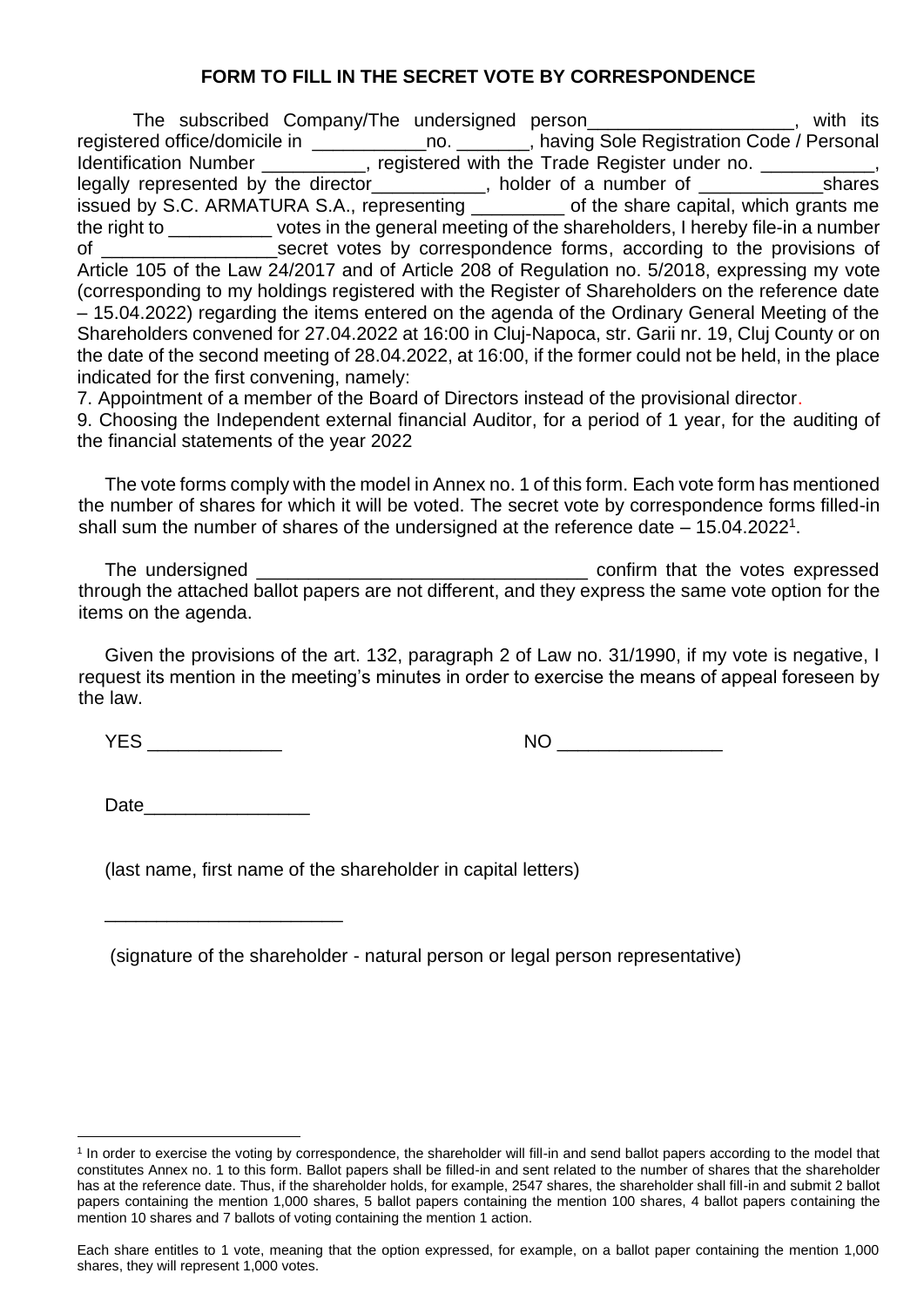## FORM TO FILL IN THE SECRET VOTE BY CORRESPONDENCE

The subscribed Company/The undersigned person____________________, with its registered office/domicile in ___________no. _______, having Sole Registration Code / Personal Identification Number __________, registered with the Trade Register under no. ___________, legally represented by the director___________, holder of a number of ____________shares issued by S.C. ARMATURA S.A., representing _________ of the share capital, which grants me the right to __________ votes in the general meeting of the shareholders, I hereby file-in a number of _________________secret votes by correspondence forms, according to the provisions of Article 105 of the Law 24/2017 and of Article 208 of Regulation no. 5/2018, expressing my vote (corresponding to my holdings registered with the Register of Shareholders on the reference date – 15.04.2022) regarding the items entered on the agenda of the Ordinary General Meeting of the Shareholders convened for 27.04.2022 at 16:00 in Cluj-Napoca, str. Garii nr. 19, Cluj County or on the date of the second meeting of 28.04.2022, at 16:00, if the former could not be held, in the place indicated for the first convening, namely:

7. Appointment of a member of the Board of Directors instead of the provisional director.
9. Choosing the Independent external financial Auditor, for a period of 1 year, for the auditing of the financial statements of the year 2022

The vote forms comply with the model in Annex no. 1 of this form. Each vote form has mentioned the number of shares for which it will be voted. The secret vote by correspondence forms filled-in shall sum the number of shares of the undersigned at the reference date – 15.04.2022[1].

The undersigned ________________________________ confirm that the votes expressed through the attached ballot papers are not different, and they express the same vote option for the items on the agenda.

Given the provisions of the art. 132, paragraph 2 of Law no. 31/1990, if my vote is negative, I request its mention in the meeting's minutes in order to exercise the means of appeal foreseen by the law.

YES _____________ NO ________________

Date________________

(last name, first name of the shareholder in capital letters)

_______________________

(signature of the shareholder - natural person or legal person representative)

---

[1] In order to exercise the voting by correspondence, the shareholder will fill-in and send ballot papers according to the model that constitutes Annex no. 1 to this form. Ballot papers shall be filled-in and sent related to the number of shares that the shareholder has at the reference date. Thus, if the shareholder holds, for example, 2547 shares, the shareholder shall fill-in and submit 2 ballot papers containing the mention 1,000 shares, 5 ballot papers containing the mention 100 shares, 4 ballot papers containing the mention 10 shares and 7 ballots of voting containing the mention 1 action.

Each share entitles to 1 vote, meaning that the option expressed, for example, on a ballot paper containing the mention 1,000 shares, they will represent 1,000 votes.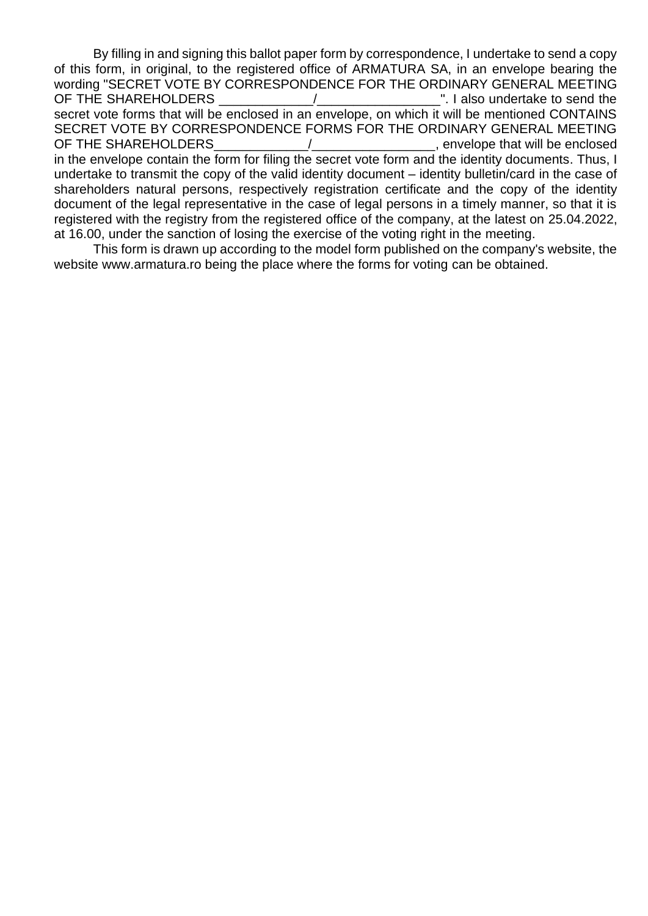By filling in and signing this ballot paper form by correspondence, I undertake to send a copy of this form, in original, to the registered office of ARMATURA SA, in an envelope bearing the wording "SECRET VOTE BY CORRESPONDENCE FOR THE ORDINARY GENERAL MEETING OF THE SHAREHOLDERS _____________/_________________". I also undertake to send the secret vote forms that will be enclosed in an envelope, on which it will be mentioned CONTAINS SECRET VOTE BY CORRESPONDENCE FORMS FOR THE ORDINARY GENERAL MEETING OF THE SHAREHOLDERS_____________/_________________, envelope that will be enclosed in the envelope contain the form for filing the secret vote form and the identity documents. Thus, I undertake to transmit the copy of the valid identity document – identity bulletin/card in the case of shareholders natural persons, respectively registration certificate and the copy of the identity document of the legal representative in the case of legal persons in a timely manner, so that it is registered with the registry from the registered office of the company, at the latest on 25.04.2022, at 16.00, under the sanction of losing the exercise of the voting right in the meeting.

This form is drawn up according to the model form published on the company's website, the website www.armatura.ro being the place where the forms for voting can be obtained.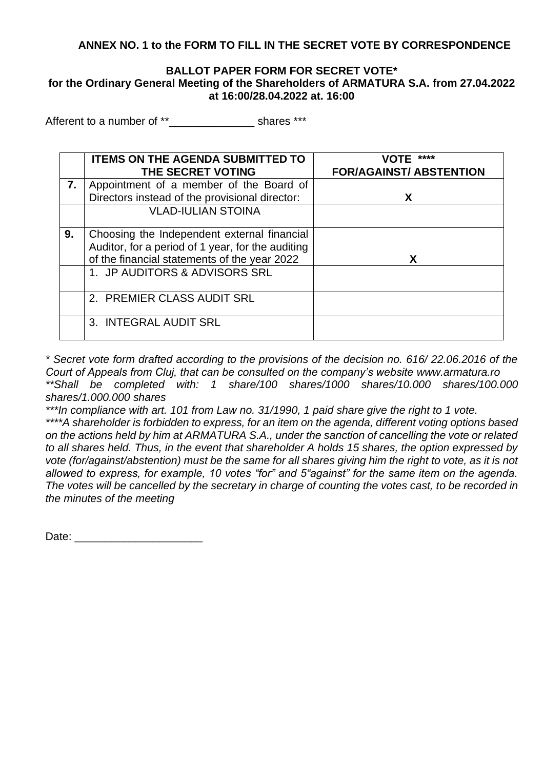**ANNEX NO. 1 to the FORM TO FILL IN THE SECRET VOTE BY CORRESPONDENCE**

**BALLOT PAPER FORM FOR SECRET VOTE***
**for the Ordinary General Meeting of the Shareholders of ARMATURA S.A. from 27.04.2022 at 16:00/28.04.2022 at. 16:00**

Afferent to a number of **______________ shares ***

| | ITEMS ON THE AGENDA SUBMITTED TO THE SECRET VOTING | VOTE **** FOR/AGAINST/ ABSTENTION |
|---|---|---|
| 7. | Appointment of a member of the Board of Directors instead of the provisional director: | X |
| | VLAD-IULIAN STOINA | |
| 9. | Choosing the Independent external financial Auditor, for a period of 1 year, for the auditing of the financial statements of the year 2022 | X |
| | 1. JP AUDITORS & ADVISORS SRL | |
| | 2. PREMIER CLASS AUDIT SRL | |
| | 3. INTEGRAL AUDIT SRL | |

*\* Secret vote form drafted according to the provisions of the decision no. 616/ 22.06.2016 of the Court of Appeals from Cluj, that can be consulted on the company's website www.armatura.ro*
*\*\*Shall be completed with: 1 share/100 shares/1000 shares/10.000 shares/100.000 shares/1.000.000 shares*
*\*\*\*In compliance with art. 101 from Law no. 31/1990, 1 paid share give the right to 1 vote.*
*\*\*\*\*A shareholder is forbidden to express, for an item on the agenda, different voting options based on the actions held by him at ARMATURA S.A., under the sanction of cancelling the vote or related to all shares held. Thus, in the event that shareholder A holds 15 shares, the option expressed by vote (for/against/abstention) must be the same for all shares giving him the right to vote, as it is not allowed to express, for example, 10 votes "for" and 5"against" for the same item on the agenda. The votes will be cancelled by the secretary in charge of counting the votes cast, to be recorded in the minutes of the meeting*

Date: _____________________